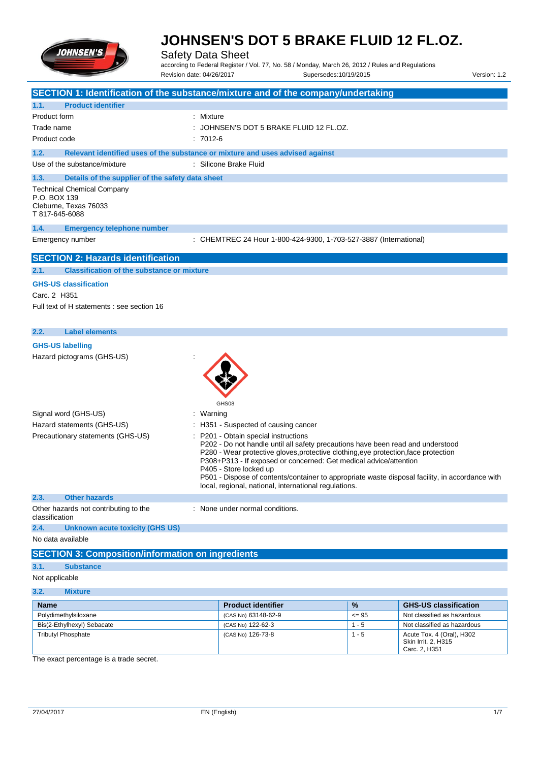# JOHNSEN'S DOT 5 BRAKE FLUID 12 FL.OZ.

Safety Data Sheet

according to Federal Register / Vol. 77, No. 58 / Monday, March 26, 2012 / Rules and Regulations

Revision date: 04/26/2017 Supersedes:10/19/2015 Version: 1.2

## SECTION 1: Identification of the substance/mixture and of the company/undertaking

### 1.1. Product identifier

Product form : Mixture

Trade name : JOHNSEN'S DOT 5 BRAKE FLUID 12 FL.OZ.

Product code : 7012-6

### 1.2. Relevant identified uses of the substance or mixture and uses advised against

Use of the substance/mixture : Silicone Brake Fluid

### 1.3. Details of the supplier of the safety data sheet

Technical Chemical Company
P.O. BOX 139
Cleburne, Texas 76033
T 817-645-6088

### 1.4. Emergency telephone number

Emergency number : CHEMTREC 24 Hour 1-800-424-9300, 1-703-527-3887 (International)

## SECTION 2: Hazards identification

### 2.1. Classification of the substance or mixture

**GHS-US classification**

Carc. 2 H351

Full text of H statements : see section 16

### 2.2. Label elements

**GHS-US labelling**

Hazard pictograms (GHS-US) :

GHS08

Signal word (GHS-US) : Warning

Hazard statements (GHS-US) : H351 - Suspected of causing cancer

Precautionary statements (GHS-US) : P201 - Obtain special instructions
P202 - Do not handle until all safety precautions have been read and understood
P280 - Wear protective gloves,protective clothing,eye protection,face protection
P308+P313 - If exposed or concerned: Get medical advice/attention
P405 - Store locked up
P501 - Dispose of contents/container to appropriate waste disposal facility, in accordance with local, regional, national, international regulations.

### 2.3. Other hazards

Other hazards not contributing to the classification : None under normal conditions.

### 2.4. Unknown acute toxicity (GHS US)

No data available

## SECTION 3: Composition/information on ingredients

### 3.1. Substance

Not applicable

### 3.2. Mixture

| Name | Product identifier | % | GHS-US classification |
|---|---|---|---|
| Polydimethylsiloxane | (CAS No) 63148-62-9 | <= 95 | Not classified as hazardous |
| Bis(2-Ethylhexyl) Sebacate | (CAS No) 122-62-3 | 1 - 5 | Not classified as hazardous |
| Tributyl Phosphate | (CAS No) 126-73-8 | 1 - 5 | Acute Tox. 4 (Oral), H302<br>Skin Irrit. 2, H315<br>Carc. 2, H351 |

The exact percentage is a trade secret.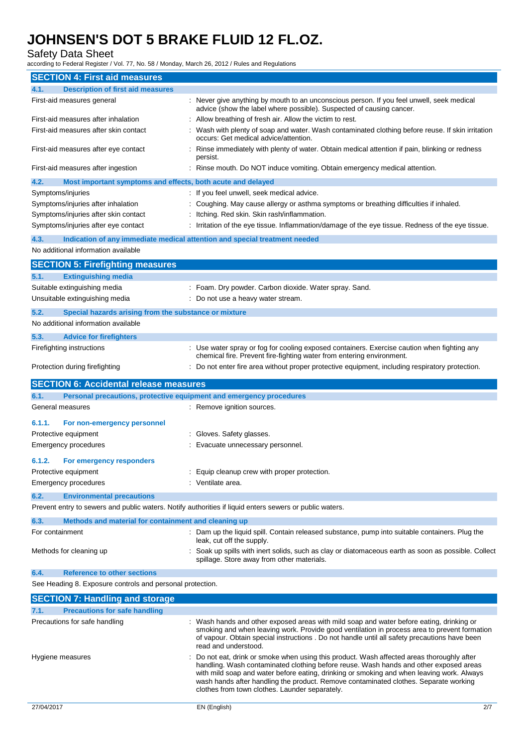## SECTION 4: First aid measures

### 4.1. Description of first aid measures

| | |
|---|---|
| First-aid measures general | : Never give anything by mouth to an unconscious person. If you feel unwell, seek medical advice (show the label where possible). Suspected of causing cancer. |
| First-aid measures after inhalation | : Allow breathing of fresh air. Allow the victim to rest. |
| First-aid measures after skin contact | : Wash with plenty of soap and water. Wash contaminated clothing before reuse. If skin irritation occurs: Get medical advice/attention. |
| First-aid measures after eye contact | : Rinse immediately with plenty of water. Obtain medical attention if pain, blinking or redness persist. |
| First-aid measures after ingestion | : Rinse mouth. Do NOT induce vomiting. Obtain emergency medical attention. |

### 4.2. Most important symptoms and effects, both acute and delayed

| | |
|---|---|
| Symptoms/injuries | : If you feel unwell, seek medical advice. |
| Symptoms/injuries after inhalation | : Coughing. May cause allergy or asthma symptoms or breathing difficulties if inhaled. |
| Symptoms/injuries after skin contact | : Itching. Red skin. Skin rash/inflammation. |
| Symptoms/injuries after eye contact | : Irritation of the eye tissue. Inflammation/damage of the eye tissue. Redness of the eye tissue. |

### 4.3. Indication of any immediate medical attention and special treatment needed

No additional information available

## SECTION 5: Firefighting measures

### 5.1. Extinguishing media

| | |
|---|---|
| Suitable extinguishing media | : Foam. Dry powder. Carbon dioxide. Water spray. Sand. |
| Unsuitable extinguishing media | : Do not use a heavy water stream. |

### 5.2. Special hazards arising from the substance or mixture

No additional information available

### 5.3. Advice for firefighters

| | |
|---|---|
| Firefighting instructions | : Use water spray or fog for cooling exposed containers. Exercise caution when fighting any chemical fire. Prevent fire-fighting water from entering environment. |
| Protection during firefighting | : Do not enter fire area without proper protective equipment, including respiratory protection. |

## SECTION 6: Accidental release measures

### 6.1. Personal precautions, protective equipment and emergency procedures

| | |
|---|---|
| General measures | : Remove ignition sources. |

#### 6.1.1. For non-emergency personnel

| | |
|---|---|
| Protective equipment | : Gloves. Safety glasses. |
| Emergency procedures | : Evacuate unnecessary personnel. |

#### 6.1.2. For emergency responders

| | |
|---|---|
| Protective equipment | : Equip cleanup crew with proper protection. |
| Emergency procedures | : Ventilate area. |

### 6.2. Environmental precautions

Prevent entry to sewers and public waters. Notify authorities if liquid enters sewers or public waters.

### 6.3. Methods and material for containment and cleaning up

| | |
|---|---|
| For containment | : Dam up the liquid spill. Contain released substance, pump into suitable containers. Plug the leak, cut off the supply. |
| Methods for cleaning up | : Soak up spills with inert solids, such as clay or diatomaceous earth as soon as possible. Collect spillage. Store away from other materials. |

### 6.4. Reference to other sections

See Heading 8. Exposure controls and personal protection.

## SECTION 7: Handling and storage

### 7.1. Precautions for safe handling

| | |
|---|---|
| Precautions for safe handling | : Wash hands and other exposed areas with mild soap and water before eating, drinking or smoking and when leaving work. Provide good ventilation in process area to prevent formation of vapour. Obtain special instructions . Do not handle until all safety precautions have been read and understood. |
| Hygiene measures | : Do not eat, drink or smoke when using this product. Wash affected areas thoroughly after handling. Wash contaminated clothing before reuse. Wash hands and other exposed areas with mild soap and water before eating, drinking or smoking and when leaving work. Always wash hands after handling the product. Remove contaminated clothes. Separate working clothes from town clothes. Launder separately. |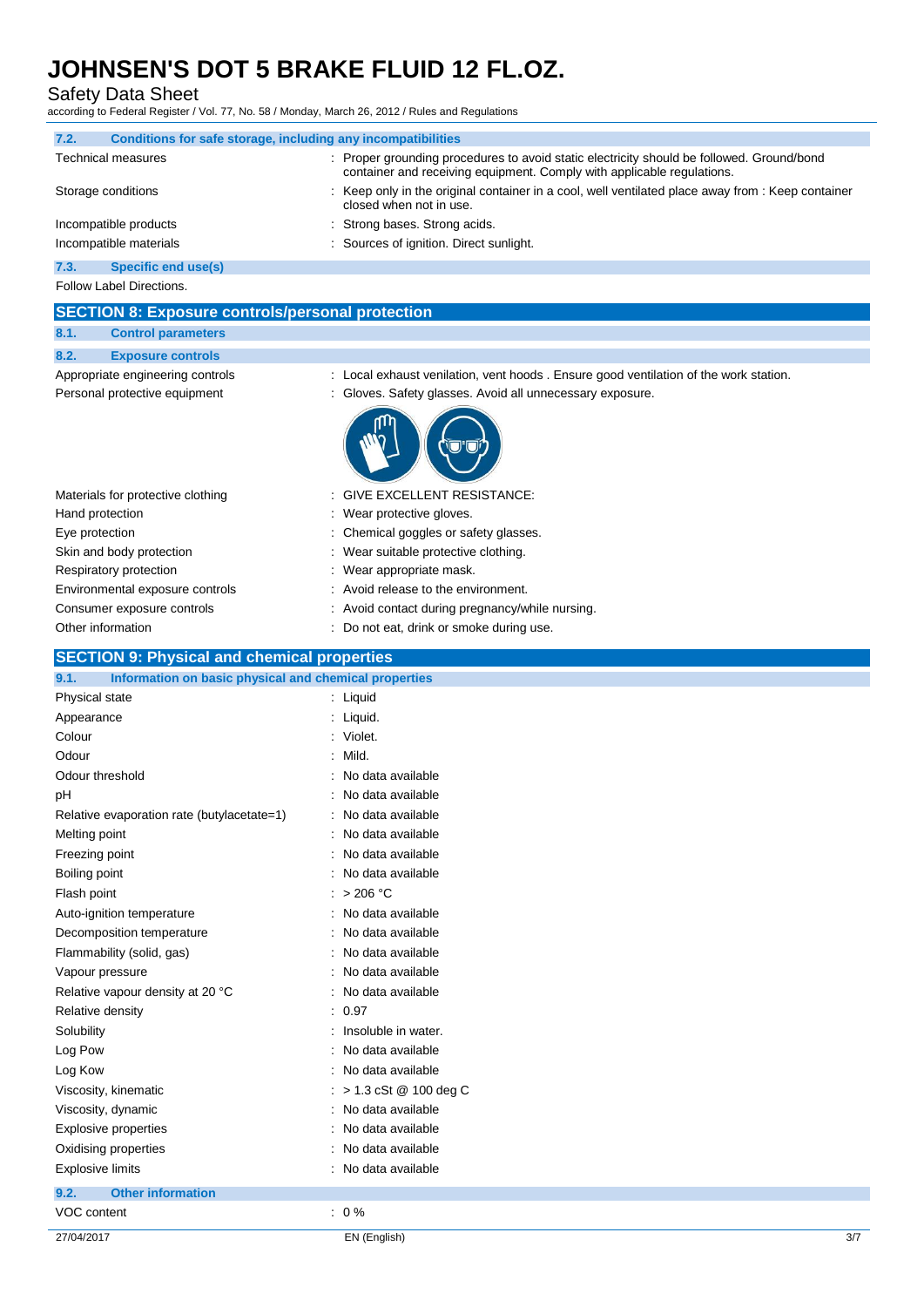### 7.2. Conditions for safe storage, including any incompatibilities

| | |
|---|---|
| Technical measures | : Proper grounding procedures to avoid static electricity should be followed. Ground/bond container and receiving equipment. Comply with applicable regulations. |
| Storage conditions | : Keep only in the original container in a cool, well ventilated place away from : Keep container closed when not in use. |
| Incompatible products | : Strong bases. Strong acids. |
| Incompatible materials | : Sources of ignition. Direct sunlight. |

### 7.3. Specific end use(s)

Follow Label Directions.

## SECTION 8: Exposure controls/personal protection

### 8.1. Control parameters

### 8.2. Exposure controls

| | |
|---|---|
| Appropriate engineering controls | : Local exhaust venilation, vent hoods . Ensure good ventilation of the work station. |
| Personal protective equipment | : Gloves. Safety glasses. Avoid all unnecessary exposure. |
| Materials for protective clothing | : GIVE EXCELLENT RESISTANCE: |
| Hand protection | : Wear protective gloves. |
| Eye protection | : Chemical goggles or safety glasses. |
| Skin and body protection | : Wear suitable protective clothing. |
| Respiratory protection | : Wear appropriate mask. |
| Environmental exposure controls | : Avoid release to the environment. |
| Consumer exposure controls | : Avoid contact during pregnancy/while nursing. |
| Other information | : Do not eat, drink or smoke during use. |

## SECTION 9: Physical and chemical properties

### 9.1. Information on basic physical and chemical properties

| | |
|---|---|
| Physical state | : Liquid |
| Appearance | : Liquid. |
| Colour | : Violet. |
| Odour | : Mild. |
| Odour threshold | : No data available |
| pH | : No data available |
| Relative evaporation rate (butylacetate=1) | : No data available |
| Melting point | : No data available |
| Freezing point | : No data available |
| Boiling point | : No data available |
| Flash point | : > 206 °C |
| Auto-ignition temperature | : No data available |
| Decomposition temperature | : No data available |
| Flammability (solid, gas) | : No data available |
| Vapour pressure | : No data available |
| Relative vapour density at 20 °C | : No data available |
| Relative density | : 0.97 |
| Solubility | : Insoluble in water. |
| Log Pow | : No data available |
| Log Kow | : No data available |
| Viscosity, kinematic | : > 1.3 cSt @ 100 deg C |
| Viscosity, dynamic | : No data available |
| Explosive properties | : No data available |
| Oxidising properties | : No data available |
| Explosive limits | : No data available |

### 9.2. Other information

| | |
|---|---|
| VOC content | : 0 % |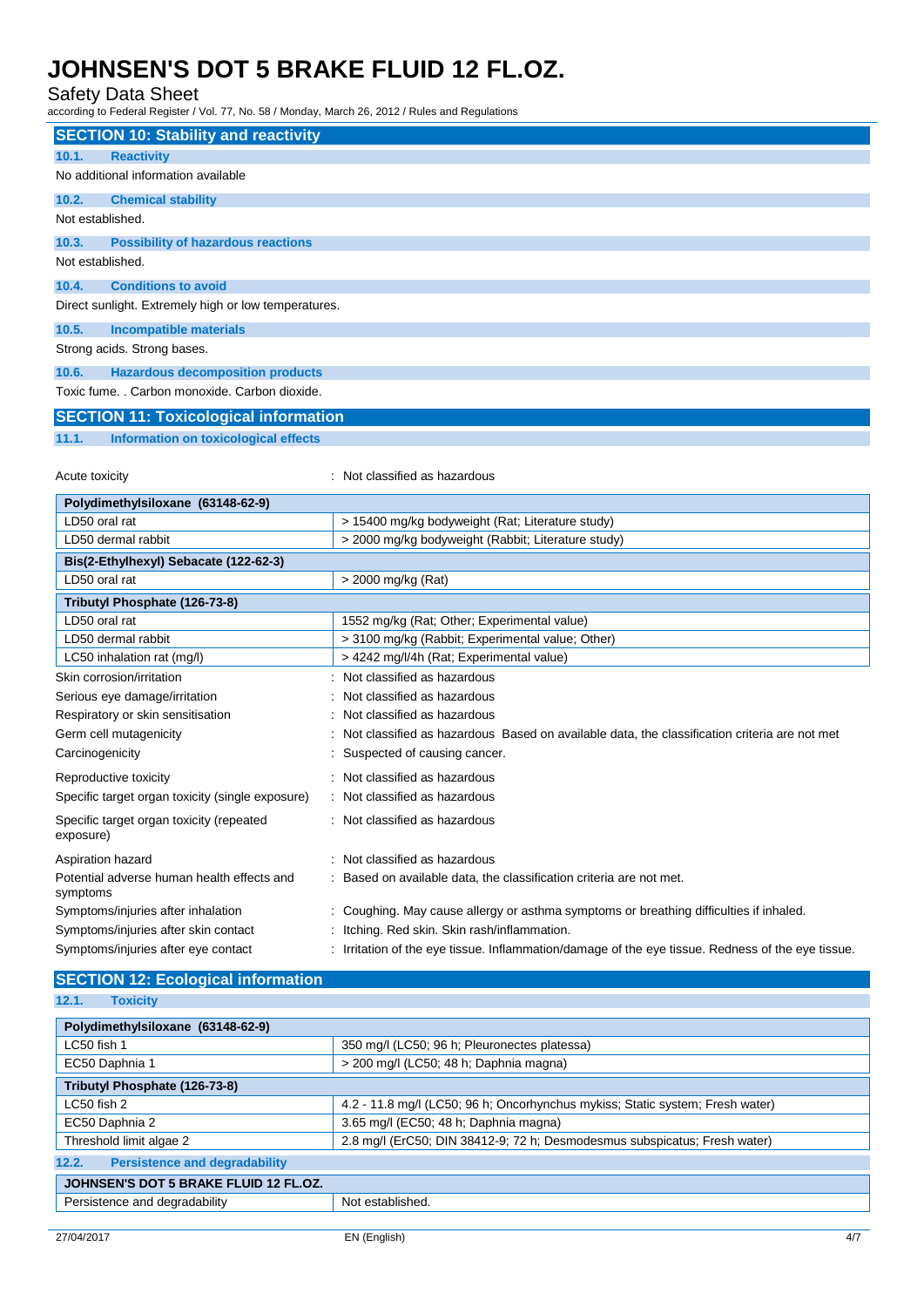## SECTION 10: Stability and reactivity

### 10.1. Reactivity

No additional information available

### 10.2. Chemical stability

Not established.

### 10.3. Possibility of hazardous reactions

Not established.

### 10.4. Conditions to avoid

Direct sunlight. Extremely high or low temperatures.

### 10.5. Incompatible materials

Strong acids. Strong bases.

### 10.6. Hazardous decomposition products

Toxic fume. . Carbon monoxide. Carbon dioxide.

## SECTION 11: Toxicological information

### 11.1. Information on toxicological effects

Acute toxicity : Not classified as hazardous

| Polydimethylsiloxane (63148-62-9) | |
|---|---|
| LD50 oral rat | > 15400 mg/kg bodyweight (Rat; Literature study) |
| LD50 dermal rabbit | > 2000 mg/kg bodyweight (Rabbit; Literature study) |
| **Bis(2-Ethylhexyl) Sebacate (122-62-3)** | |
| LD50 oral rat | > 2000 mg/kg (Rat) |
| **Tributyl Phosphate (126-73-8)** | |
| LD50 oral rat | 1552 mg/kg (Rat; Other; Experimental value) |
| LD50 dermal rabbit | > 3100 mg/kg (Rabbit; Experimental value; Other) |
| LC50 inhalation rat (mg/l) | > 4242 mg/l/4h (Rat; Experimental value) |

Skin corrosion/irritation : Not classified as hazardous

Serious eye damage/irritation : Not classified as hazardous

Respiratory or skin sensitisation : Not classified as hazardous

Germ cell mutagenicity : Not classified as hazardous Based on available data, the classification criteria are not met

Carcinogenicity : Suspected of causing cancer.

Reproductive toxicity : Not classified as hazardous

Specific target organ toxicity (single exposure) : Not classified as hazardous

Specific target organ toxicity (repeated exposure) : Not classified as hazardous

Aspiration hazard : Not classified as hazardous

Potential adverse human health effects and symptoms : Based on available data, the classification criteria are not met.

Symptoms/injuries after inhalation : Coughing. May cause allergy or asthma symptoms or breathing difficulties if inhaled.

Symptoms/injuries after skin contact : Itching. Red skin. Skin rash/inflammation.

Symptoms/injuries after eye contact : Irritation of the eye tissue. Inflammation/damage of the eye tissue. Redness of the eye tissue.

## SECTION 12: Ecological information

### 12.1. Toxicity

| Polydimethylsiloxane (63148-62-9) | |
|---|---|
| LC50 fish 1 | 350 mg/l (LC50; 96 h; Pleuronectes platessa) |
| EC50 Daphnia 1 | > 200 mg/l (LC50; 48 h; Daphnia magna) |
| **Tributyl Phosphate (126-73-8)** | |
| LC50 fish 2 | 4.2 - 11.8 mg/l (LC50; 96 h; Oncorhynchus mykiss; Static system; Fresh water) |
| EC50 Daphnia 2 | 3.65 mg/l (EC50; 48 h; Daphnia magna) |
| Threshold limit algae 2 | 2.8 mg/l (ErC50; DIN 38412-9; 72 h; Desmodesmus subspicatus; Fresh water) |

### 12.2. Persistence and degradability

| JOHNSEN'S DOT 5 BRAKE FLUID 12 FL.OZ. | |
|---|---|
| Persistence and degradability | Not established. |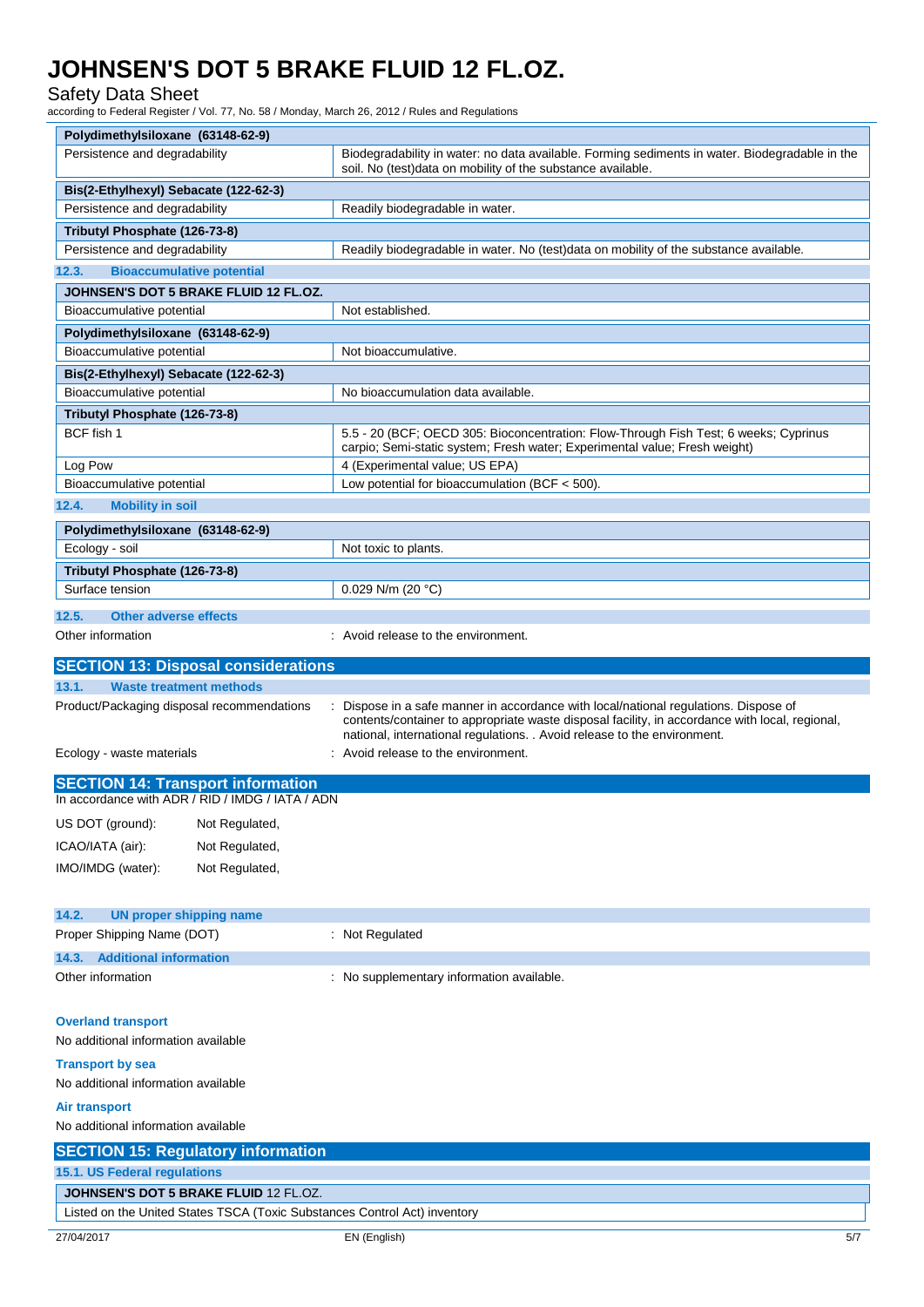| Polydimethylsiloxane (63148-62-9) | |
|---|---|
| Persistence and degradability | Biodegradability in water: no data available. Forming sediments in water. Biodegradable in the soil. No (test)data on mobility of the substance available. |

| Bis(2-Ethylhexyl) Sebacate (122-62-3) | |
|---|---|
| Persistence and degradability | Readily biodegradable in water. |

| Tributyl Phosphate (126-73-8) | |
|---|---|
| Persistence and degradability | Readily biodegradable in water. No (test)data on mobility of the substance available. |

### 12.3. Bioaccumulative potential

| JOHNSEN'S DOT 5 BRAKE FLUID 12 FL.OZ. | |
|---|---|
| Bioaccumulative potential | Not established. |

| Polydimethylsiloxane (63148-62-9) | |
|---|---|
| Bioaccumulative potential | Not bioaccumulative. |

| Bis(2-Ethylhexyl) Sebacate (122-62-3) | |
|---|---|
| Bioaccumulative potential | No bioaccumulation data available. |

| Tributyl Phosphate (126-73-8) | |
|---|---|
| BCF fish 1 | 5.5 - 20 (BCF; OECD 305: Bioconcentration: Flow-Through Fish Test; 6 weeks; Cyprinus carpio; Semi-static system; Fresh water; Experimental value; Fresh weight) |
| Log Pow | 4 (Experimental value; US EPA) |
| Bioaccumulative potential | Low potential for bioaccumulation (BCF < 500). |

### 12.4. Mobility in soil

| Polydimethylsiloxane (63148-62-9) | |
|---|---|
| Ecology - soil | Not toxic to plants. |

| Tributyl Phosphate (126-73-8) | |
|---|---|
| Surface tension | 0.029 N/m (20 °C) |

### 12.5. Other adverse effects

Other information : Avoid release to the environment.

## SECTION 13: Disposal considerations

### 13.1. Waste treatment methods

Product/Packaging disposal recommendations : Dispose in a safe manner in accordance with local/national regulations. Dispose of contents/container to appropriate waste disposal facility, in accordance with local, regional, national, international regulations. . Avoid release to the environment.

Ecology - waste materials : Avoid release to the environment.

## SECTION 14: Transport information

In accordance with ADR / RID / IMDG / IATA / ADN

US DOT (ground): Not Regulated,

ICAO/IATA (air): Not Regulated,

IMO/IMDG (water): Not Regulated,

### 14.2. UN proper shipping name

Proper Shipping Name (DOT) : Not Regulated

### 14.3. Additional information

Other information : No supplementary information available.

**Overland transport**

No additional information available

**Transport by sea**

No additional information available

**Air transport**

No additional information available

## SECTION 15: Regulatory information

### 15.1. US Federal regulations

| JOHNSEN'S DOT 5 BRAKE FLUID 12 FL.OZ. |
|---|
| Listed on the United States TSCA (Toxic Substances Control Act) inventory |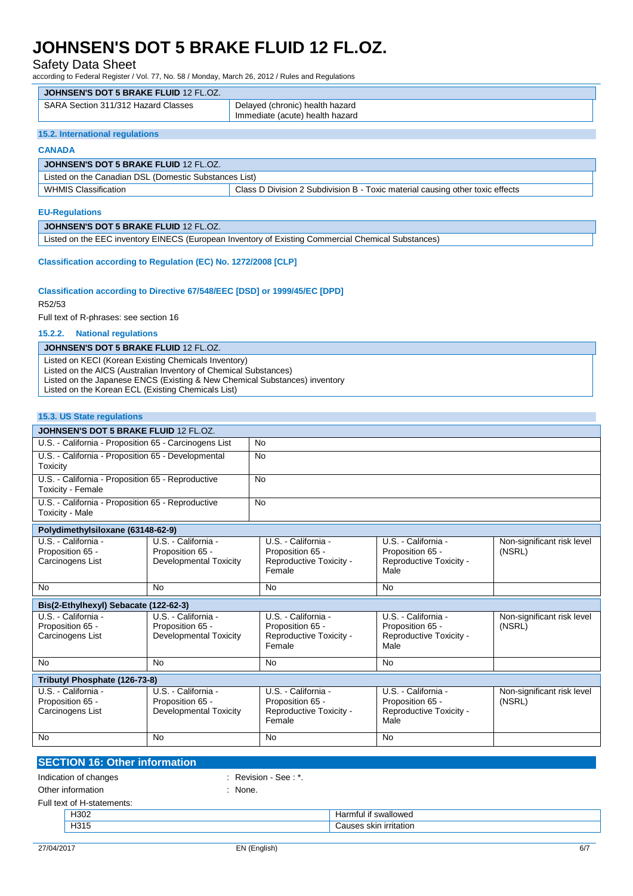| JOHNSEN'S DOT 5 BRAKE FLUID 12 FL.OZ. | |
|---|---|
| SARA Section 311/312 Hazard Classes | Delayed (chronic) health hazard<br>Immediate (acute) health hazard |

### 15.2. International regulations

**CANADA**

| JOHNSEN'S DOT 5 BRAKE FLUID 12 FL.OZ. | |
|---|---|
| Listed on the Canadian DSL (Domestic Substances List) | |
| WHMIS Classification | Class D Division 2 Subdivision B - Toxic material causing other toxic effects |

**EU-Regulations**

| JOHNSEN'S DOT 5 BRAKE FLUID 12 FL.OZ. |
|---|
| Listed on the EEC inventory EINECS (European Inventory of Existing Commercial Chemical Substances) |

**Classification according to Regulation (EC) No. 1272/2008 [CLP]**

**Classification according to Directive 67/548/EEC [DSD] or 1999/45/EC [DPD]**

R52/53

Full text of R-phrases: see section 16

#### 15.2.2. National regulations

| JOHNSEN'S DOT 5 BRAKE FLUID 12 FL.OZ. |
|---|
| Listed on KECI (Korean Existing Chemicals Inventory)<br>Listed on the AICS (Australian Inventory of Chemical Substances)<br>Listed on the Japanese ENCS (Existing & New Chemical Substances) inventory<br>Listed on the Korean ECL (Existing Chemicals List) |

### 15.3. US State regulations

| JOHNSEN'S DOT 5 BRAKE FLUID 12 FL.OZ. | |
|---|---|
| U.S. - California - Proposition 65 - Carcinogens List | No |
| U.S. - California - Proposition 65 - Developmental Toxicity | No |
| U.S. - California - Proposition 65 - Reproductive Toxicity - Female | No |
| U.S. - California - Proposition 65 - Reproductive Toxicity - Male | No |

| Polydimethylsiloxane (63148-62-9) | | | | |
|---|---|---|---|---|
| U.S. - California - Proposition 65 - Carcinogens List | U.S. - California - Proposition 65 - Developmental Toxicity | U.S. - California - Proposition 65 - Reproductive Toxicity - Female | U.S. - California - Proposition 65 - Reproductive Toxicity - Male | Non-significant risk level (NSRL) |
| No | No | No | No | |

| Bis(2-Ethylhexyl) Sebacate (122-62-3) | | | | |
|---|---|---|---|---|
| U.S. - California - Proposition 65 - Carcinogens List | U.S. - California - Proposition 65 - Developmental Toxicity | U.S. - California - Proposition 65 - Reproductive Toxicity - Female | U.S. - California - Proposition 65 - Reproductive Toxicity - Male | Non-significant risk level (NSRL) |
| No | No | No | No | |

| Tributyl Phosphate (126-73-8) | | | | |
|---|---|---|---|---|
| U.S. - California - Proposition 65 - Carcinogens List | U.S. - California - Proposition 65 - Developmental Toxicity | U.S. - California - Proposition 65 - Reproductive Toxicity - Female | U.S. - California - Proposition 65 - Reproductive Toxicity - Male | Non-significant risk level (NSRL) |
| No | No | No | No | |

## SECTION 16: Other information

Indication of changes : Revision - See : *.

Other information : None.

Full text of H-statements:

| | |
|---|---|
| H302 | Harmful if swallowed |
| H315 | Causes skin irritation |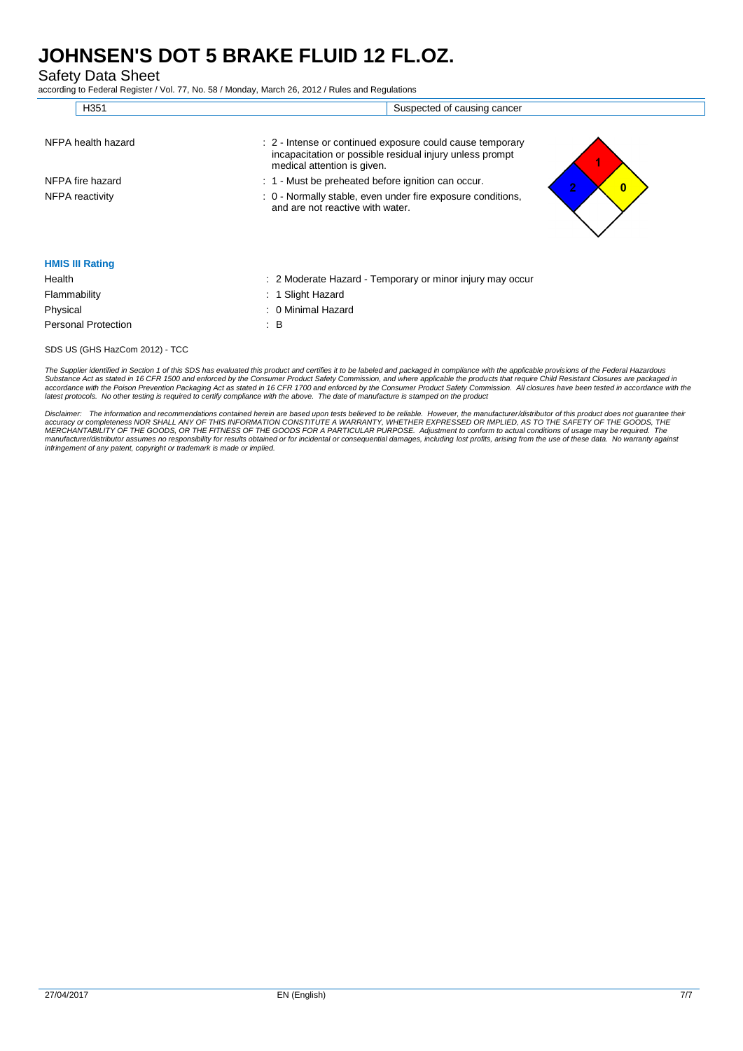| | |
|---|---|
| H351 | Suspected of causing cancer |

NFPA health hazard : 2 - Intense or continued exposure could cause temporary incapacitation or possible residual injury unless prompt medical attention is given.

NFPA fire hazard : 1 - Must be preheated before ignition can occur.

NFPA reactivity : 0 - Normally stable, even under fire exposure conditions, and are not reactive with water.

1

2 0

### HMIS III Rating

Health : 2 Moderate Hazard - Temporary or minor injury may occur

Flammability : 1 Slight Hazard

Physical : 0 Minimal Hazard

Personal Protection : B

SDS US (GHS HazCom 2012) - TCC

*The Supplier identified in Section 1 of this SDS has evaluated this product and certifies it to be labeled and packaged in compliance with the applicable provisions of the Federal Hazardous Substance Act as stated in 16 CFR 1500 and enforced by the Consumer Product Safety Commission, and where applicable the products that require Child Resistant Closures are packaged in accordance with the Poison Prevention Packaging Act as stated in 16 CFR 1700 and enforced by the Consumer Product Safety Commission. All closures have been tested in accordance with the latest protocols. No other testing is required to certify compliance with the above. The date of manufacture is stamped on the product*

*Disclaimer: The information and recommendations contained herein are based upon tests believed to be reliable. However, the manufacturer/distributor of this product does not guarantee their accuracy or completeness NOR SHALL ANY OF THIS INFORMATION CONSTITUTE A WARRANTY, WHETHER EXPRESSED OR IMPLIED, AS TO THE SAFETY OF THE GOODS, THE MERCHANTABILITY OF THE GOODS, OR THE FITNESS OF THE GOODS FOR A PARTICULAR PURPOSE. Adjustment to conform to actual conditions of usage may be required. The manufacturer/distributor assumes no responsibility for results obtained or for incidental or consequential damages, including lost profits, arising from the use of these data. No warranty against infringement of any patent, copyright or trademark is made or implied.*